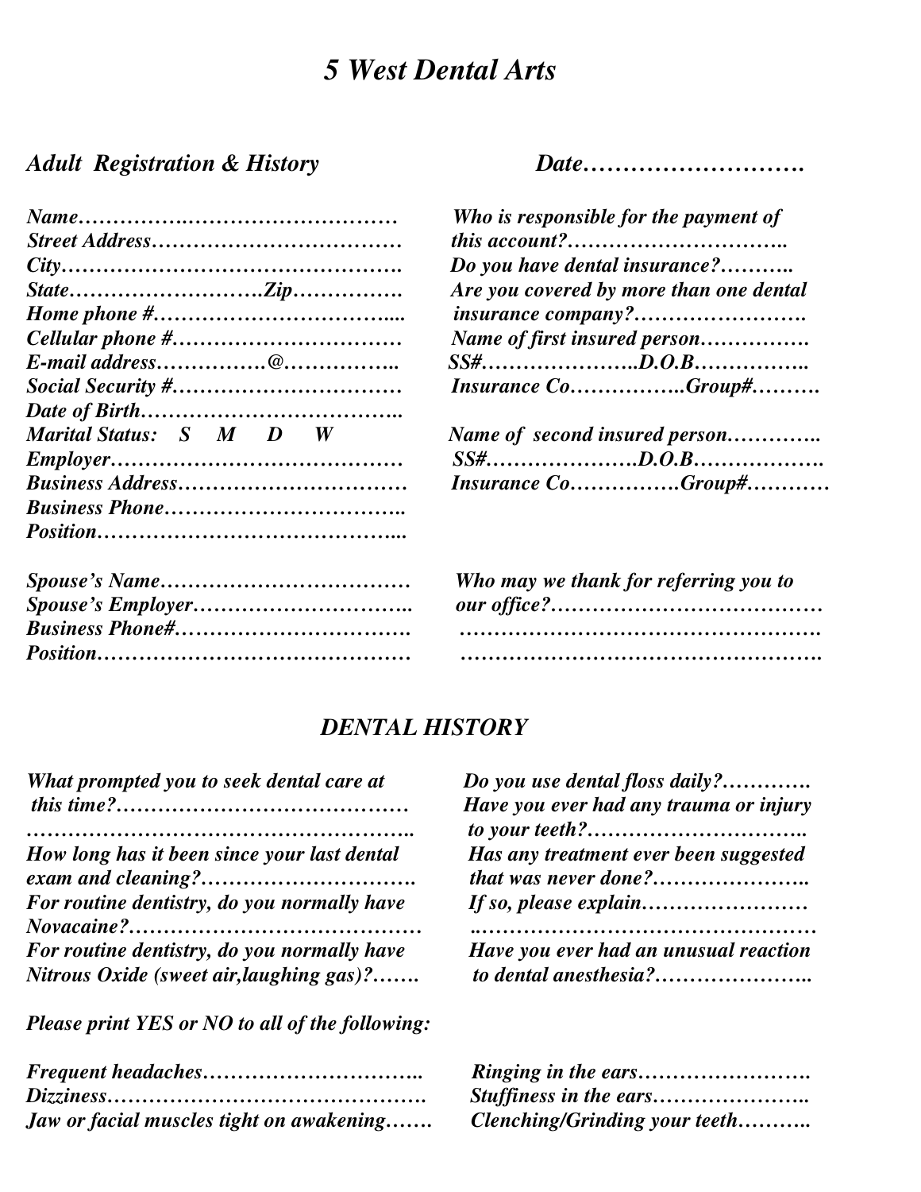# *5 West Dental Arts*

***Adult Registration & History*** ***Date……………………….***

*Name…………….………………………*
*Street Address………………………………*
*City……………………………………….*
*State……………………….Zip…………….*
*Home phone #……………………………...*
*Cellular phone #……………………………*
*E-mail address…………….@……………..*
*Social Security #……………………………*
*Date of Birth………………………………..*
*Marital Status: S M D W*
*Employer……………………………………*
*Business Address……………………………*
*Business Phone……………………………..*
*Position……………………………………...*

*Spouse's Name………………………………*
*Spouse's Employer…………………………..*
*Business Phone#…………………………….*
*Position………………………………………*

*Who is responsible for the payment of this account?…………………………..*
*Do you have dental insurance?………..*
*Are you covered by more than one dental insurance company?…………………….*
*Name of first insured person…………….*
*SS#…………………..D.O.B……………..*
*Insurance Co……………..Group#……….*

*Name of second insured person…………..*
*SS#………………….D.O.B……………….*
*Insurance Co…………….Group#…………*

*Who may we thank for referring you to our office?…………………………………*
*…………………………………………….*
*…………………………………………….*

## *DENTAL HISTORY*

*What prompted you to seek dental care at this time?……………………………………*
*……………………………………………..*
*How long has it been since your last dental exam and cleaning?………………………….*
*For routine dentistry, do you normally have Novacaine?……………………………………*
*For routine dentistry, do you normally have Nitrous Oxide (sweet air,laughing gas)?…….*

*Do you use dental floss daily?………….*
*Have you ever had any trauma or injury to your teeth?…………………………..*
*Has any treatment ever been suggested that was never done?…………………..*
*If so, please explain……………………*
*..…………………………………………*
*Have you ever had an unusual reaction to dental anesthesia?…………………..*

*Please print YES or NO to all of the following:*

*Frequent headaches…………………………..*
*Dizziness……………………………………….*
*Jaw or facial muscles tight on awakening…….*
*Ringing in the ears…………………….*
*Stuffiness in the ears…………………..*
*Clenching/Grinding your teeth………..*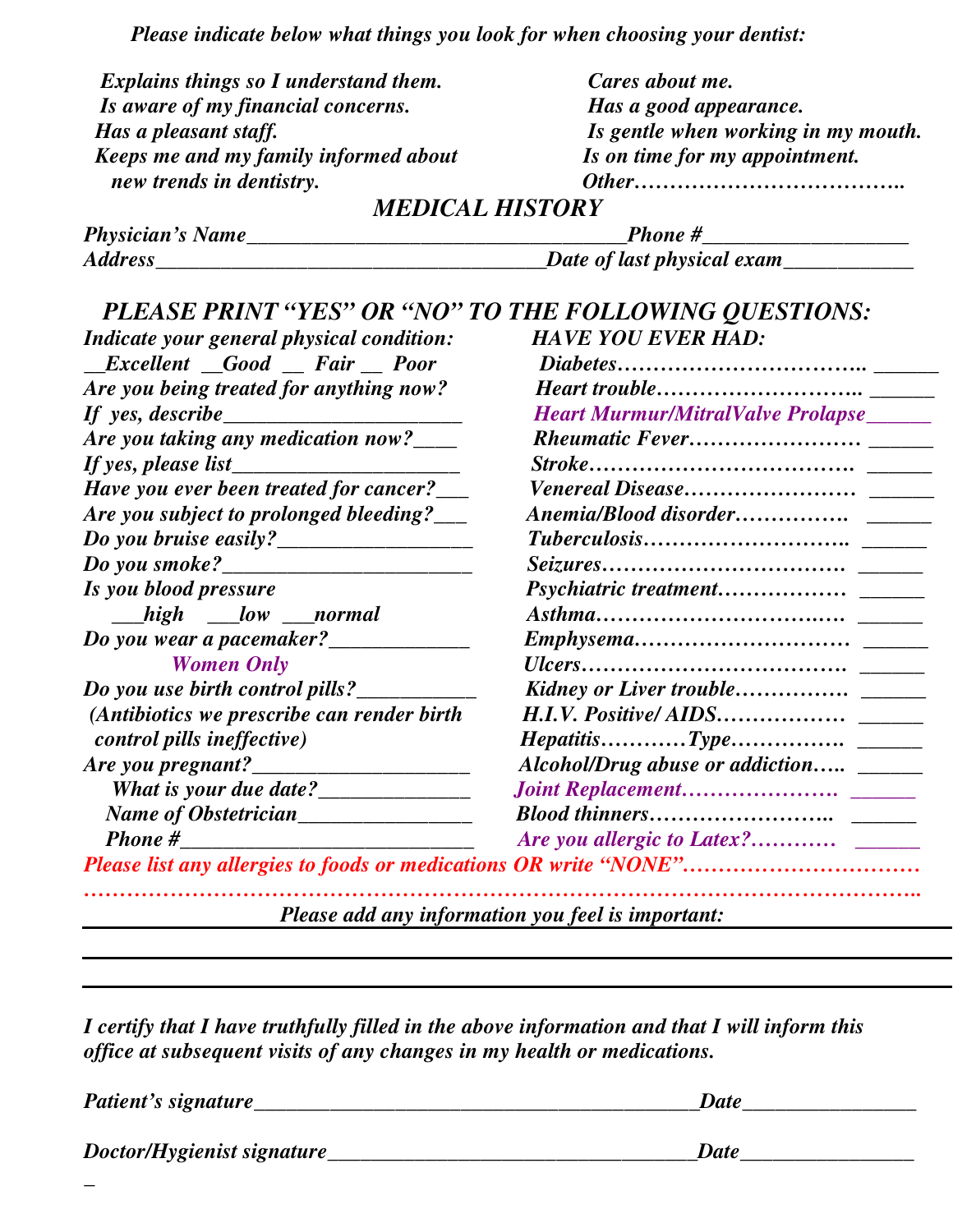*Please indicate below what things you look for when choosing your dentist:*

*Explains things so I understand them.*
*Is aware of my financial concerns.*
*Has a pleasant staff.*
*Keeps me and my family informed about new trends in dentistry.*
*Cares about me.*
*Has a good appearance.*
*Is gentle when working in my mouth.*
*Is on time for my appointment.*
*Other………………………………..*

## MEDICAL HISTORY

*Physician's Name___________________________________Phone #___________________*
*Address_____________________________________Date of last physical exam____________*

### PLEASE PRINT "YES" OR "NO" TO THE FOLLOWING QUESTIONS:

*Indicate your general physical condition:*
*__Excellent __Good __ Fair __ Poor*
*Are you being treated for anything now?*
*If yes, describe_______________________*
*Are you taking any medication now?____*
*If yes, please list_____________________*
*Have you ever been treated for cancer?___*
*Are you subject to prolonged bleeding?___*
*Do you bruise easily?__________________*
*Do you smoke?_______________________*
*Is you blood pressure*
*___high ___low ___normal*
*Do you wear a pacemaker?_____________*

*Women Only*

*Do you use birth control pills?___________*
*(Antibiotics we prescribe can render birth control pills ineffective)*
*Are you pregnant?____________________*
*What is your due date?______________*
*Name of Obstetrician________________*
*Phone #___________________________*

*HAVE YOU EVER HAD:*

*Diabetes…………………………….. ______*
*Heart trouble……………………….. ______*
*Heart Murmur/MitralValve Prolapse______*
*Rheumatic Fever…………………… ______*
*Stroke………………………………. ______*
*Venereal Disease…………………… ______*
*Anemia/Blood disorder……………. ______*
*Tuberculosis……………………….. ______*
*Seizures……………………………. ______*
*Psychiatric treatment……………… ______*
*Asthma…………………………….. ______*
*Emphysema………………………… ______*
*Ulcers………………………………. ______*
*Kidney or Liver trouble……………. ______*
*H.I.V. Positive/ AIDS……………… ______*
*Hepatitis…………Type……………. ______*
*Alcohol/Drug abuse or addiction….. ______*
*Joint Replacement…………………. ______*
*Blood thinners…………………….. ______*
*Are you allergic to Latex?………… ______*

*Please list any allergies to foods or medications OR write "NONE"……………………………*
*…………………………………………………………………………………………………..*

*Please add any information you feel is important:*

______________________________________________________________________________

______________________________________________________________________________

______________________________________________________________________________

*I certify that I have truthfully filled in the above information and that I will inform this office at subsequent visits of any changes in my health or medications.*

*Patient's signature___________________________________________Date________________*

*Doctor/Hygienist signature___________________________________Date________________*